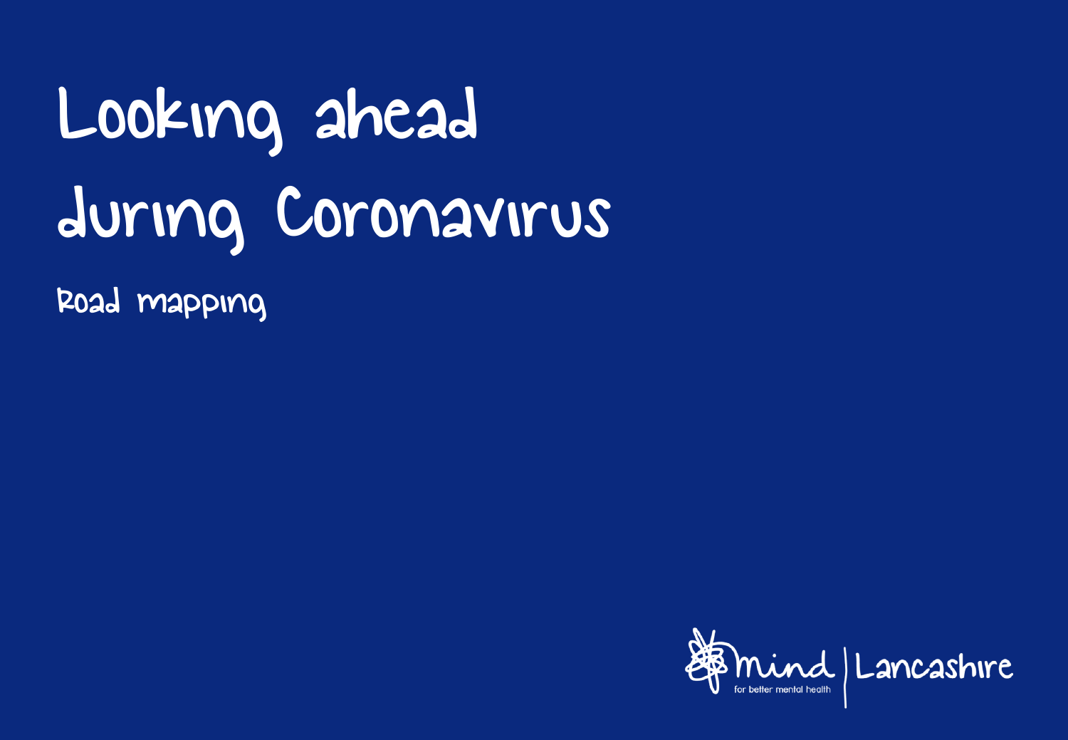# Looking ahead during Coronavirus

## Road mapping

Mind for better mental health | Lancashire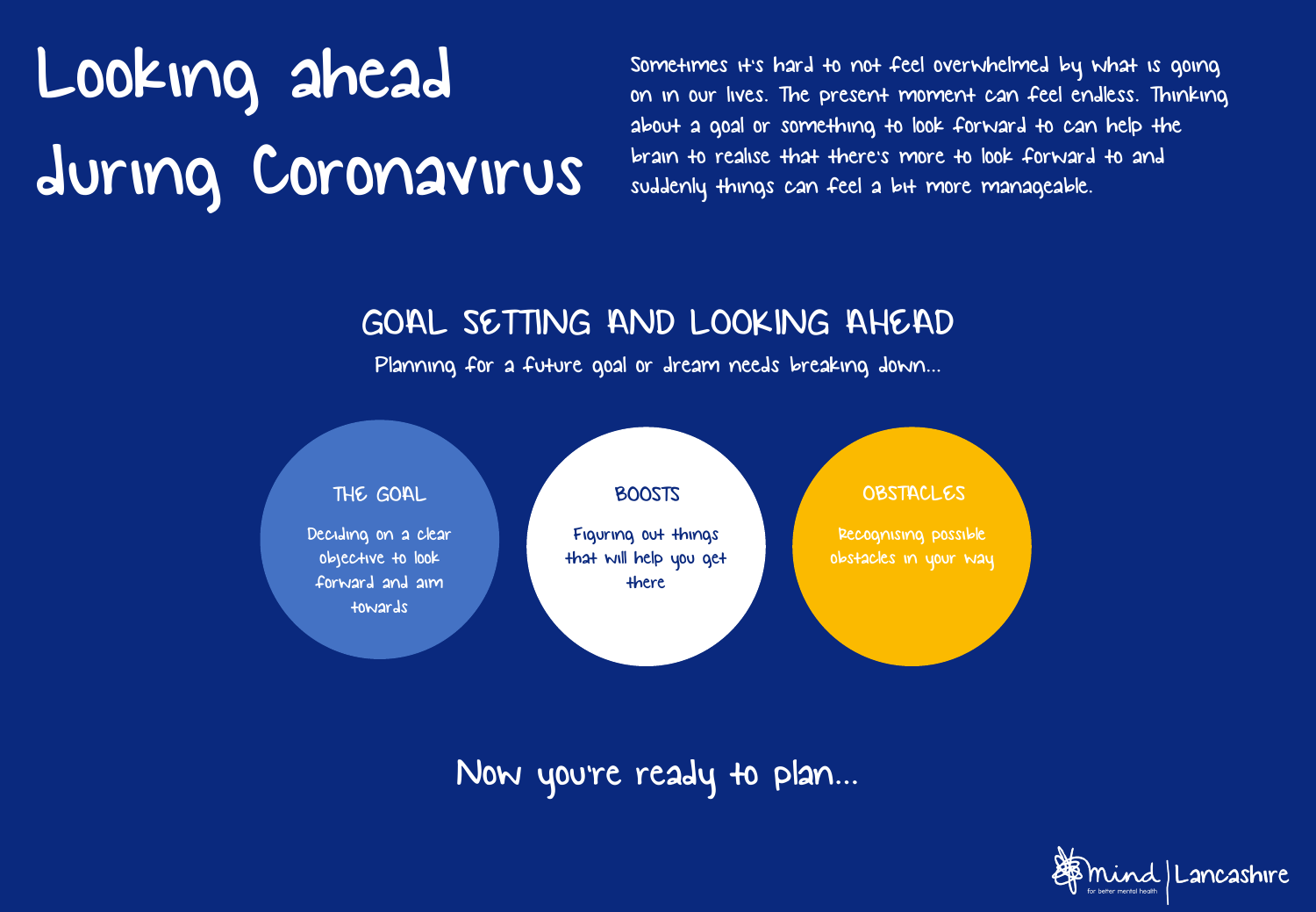# Looking ahead during Coronavirus

Sometimes it's hard to not feel overwhelmed by what is going on in our lives. The present moment can feel endless. Thinking about a goal or something to look forward to can help the brain to realise that there's more to look forward to and suddenly things can feel a bit more manageable.

## GOAL SETTING AND LOOKING AHEAD

Planning for a future goal or dream needs breaking down...

### THE GOAL

Deciding on a clear objective to look forward and aim towards

### BOOSTS

Figuring out things that will help you get there

### OBSTACLES

Recognising possible obstacles in your way

Now you're ready to plan...

mind for better mental health | Lancashire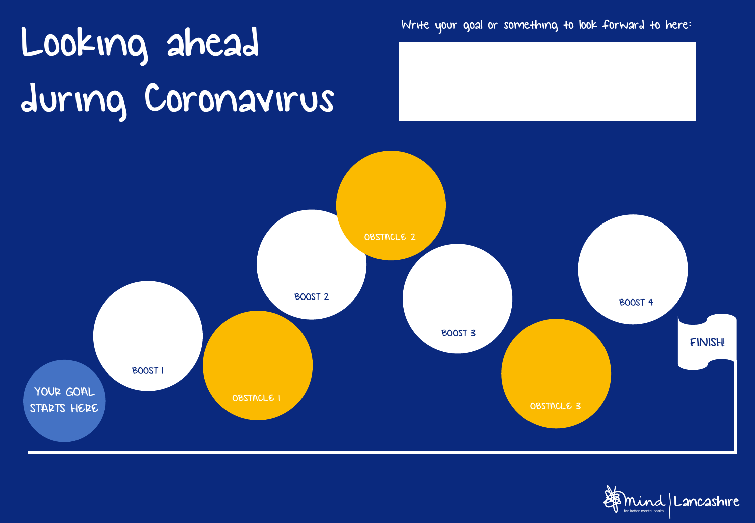# Looking ahead during Coronavirus

Write your goal or something to look forward to here:

YOUR GOAL STARTS HERE

BOOST 1

OBSTACLE 1

BOOST 2

OBSTACLE 2

BOOST 3

OBSTACLE 3

BOOST 4

FINISH!

mind for better mental health | Lancashire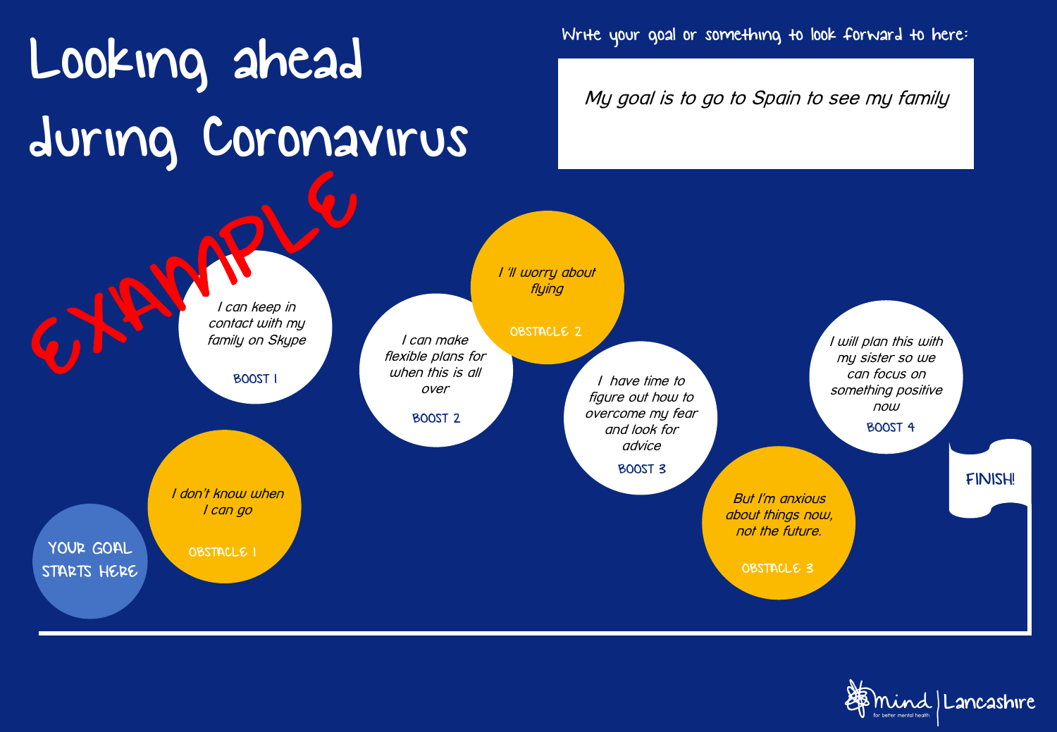# Looking ahead during Coronavirus

Write your goal or something to look forward to here:

*My goal is to go to Spain to see my family*

EXAMPLE

YOUR GOAL STARTS HERE

*I don't know when I can go*

OBSTACLE 1

*I can keep in contact with my family on Skype*

BOOST 1

*I can make flexible plans for when this is all over*

BOOST 2

*I 'll worry about flying*

OBSTACLE 2

*I have time to figure out how to overcome my fear and look for advice*

BOOST 3

*But I'm anxious about things now, not the future.*

OBSTACLE 3

*I will plan this with my sister so we can focus on something positive now*

BOOST 4

FINISH!

mind for better mental health | Lancashire